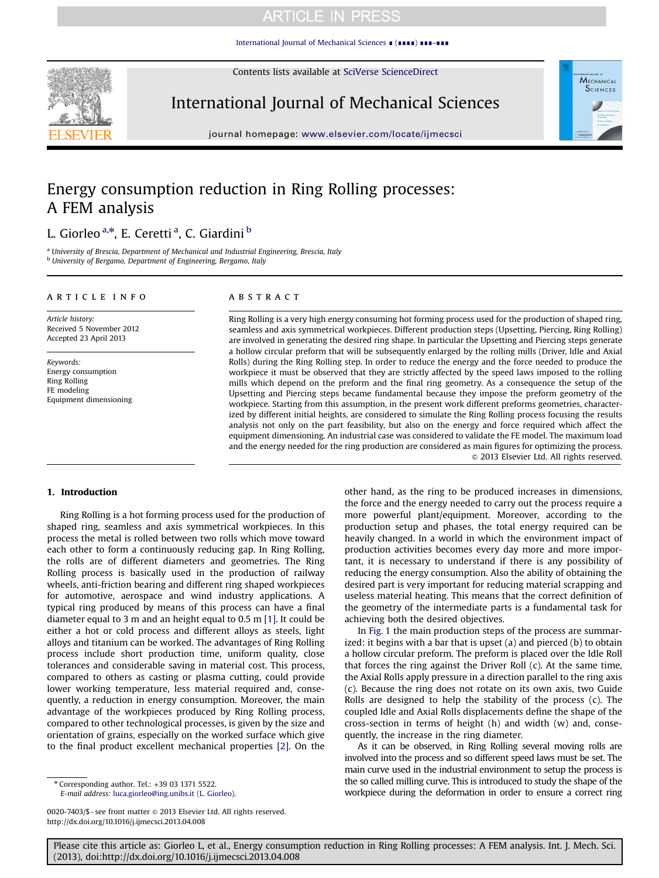# Energy consumption reduction in Ring Rolling processes: A FEM analysis

L. Giorleo [a,*], E. Ceretti [a], C. Giardini [b]

[a] University of Brescia, Department of Mechanical and Industrial Engineering, Brescia, Italy
[b] University of Bergamo, Department of Engineering, Bergamo, Italy

## ARTICLE INFO

*Article history:*
Received 5 November 2012
Accepted 23 April 2013

*Keywords:*
Energy consumption
Ring Rolling
FE modeling
Equipment dimensioning

## ABSTRACT

Ring Rolling is a very high energy consuming hot forming process used for the production of shaped ring, seamless and axis symmetrical workpieces. Different production steps (Upsetting, Piercing, Ring Rolling) are involved in generating the desired ring shape. In particular the Upsetting and Piercing steps generate a hollow circular preform that will be subsequently enlarged by the rolling mills (Driver, Idle and Axial Rolls) during the Ring Rolling step. In order to reduce the energy and the force needed to produce the workpiece it must be observed that they are strictly affected by the speed laws imposed to the rolling mills which depend on the preform and the final ring geometry. As a consequence the setup of the Upsetting and Piercing steps became fundamental because they impose the preform geometry of the workpiece. Starting from this assumption, in the present work different preforms geometries, characterized by different initial heights, are considered to simulate the Ring Rolling process focusing the results analysis not only on the part feasibility, but also on the energy and force required which affect the equipment dimensioning. An industrial case was considered to validate the FE model. The maximum load and the energy needed for the ring production are considered as main figures for optimizing the process.

© 2013 Elsevier Ltd. All rights reserved.

## 1. Introduction

Ring Rolling is a hot forming process used for the production of shaped ring, seamless and axis symmetrical workpieces. In this process the metal is rolled between two rolls which move toward each other to form a continuously reducing gap. In Ring Rolling, the rolls are of different diameters and geometries. The Ring Rolling process is basically used in the production of railway wheels, anti-friction bearing and different ring shaped workpieces for automotive, aerospace and wind industry applications. A typical ring produced by means of this process can have a final diameter equal to 3 m and an height equal to 0.5 m [1]. It could be either a hot or cold process and different alloys as steels, light alloys and titanium can be worked. The advantages of Ring Rolling process include short production time, uniform quality, close tolerances and considerable saving in material cost. This process, compared to others as casting or plasma cutting, could provide lower working temperature, less material required and, consequently, a reduction in energy consumption. Moreover, the main advantage of the workpieces produced by Ring Rolling process, compared to other technological processes, is given by the size and orientation of grains, especially on the worked surface which give to the final product excellent mechanical properties [2]. On the other hand, as the ring to be produced increases in dimensions, the force and the energy needed to carry out the process require a more powerful plant/equipment. Moreover, according to the production setup and phases, the total energy required can be heavily changed. In a world in which the environment impact of production activities becomes every day more and more important, it is necessary to understand if there is any possibility of reducing the energy consumption. Also the ability of obtaining the desired part is very important for reducing material scrapping and useless material heating. This means that the correct definition of the geometry of the intermediate parts is a fundamental task for achieving both the desired objectives.

In Fig. 1 the main production steps of the process are summarized: it begins with a bar that is upset (a) and pierced (b) to obtain a hollow circular preform. The preform is placed over the Idle Roll that forces the ring against the Driver Roll (c). At the same time, the Axial Rolls apply pressure in a direction parallel to the ring axis (c). Because the ring does not rotate on its own axis, two Guide Rolls are designed to help the stability of the process (c). The coupled Idle and Axial Rolls displacements define the shape of the cross-section in terms of height (h) and width (w) and, consequently, the increase in the ring diameter.

As it can be observed, in Ring Rolling several moving rolls are involved into the process and so different speed laws must be set. The main curve used in the industrial environment to setup the process is the so called milling curve. This is introduced to study the shape of the workpiece during the deformation in order to ensure a correct ring

* Corresponding author. Tel.: +39 03 1371 5522.
*E-mail address:* luca.giorleo@ing.unibs.it (L. Giorleo).

0020-7403/$ - see front matter © 2013 Elsevier Ltd. All rights reserved.
http://dx.doi.org/10.1016/j.ijmecsci.2013.04.008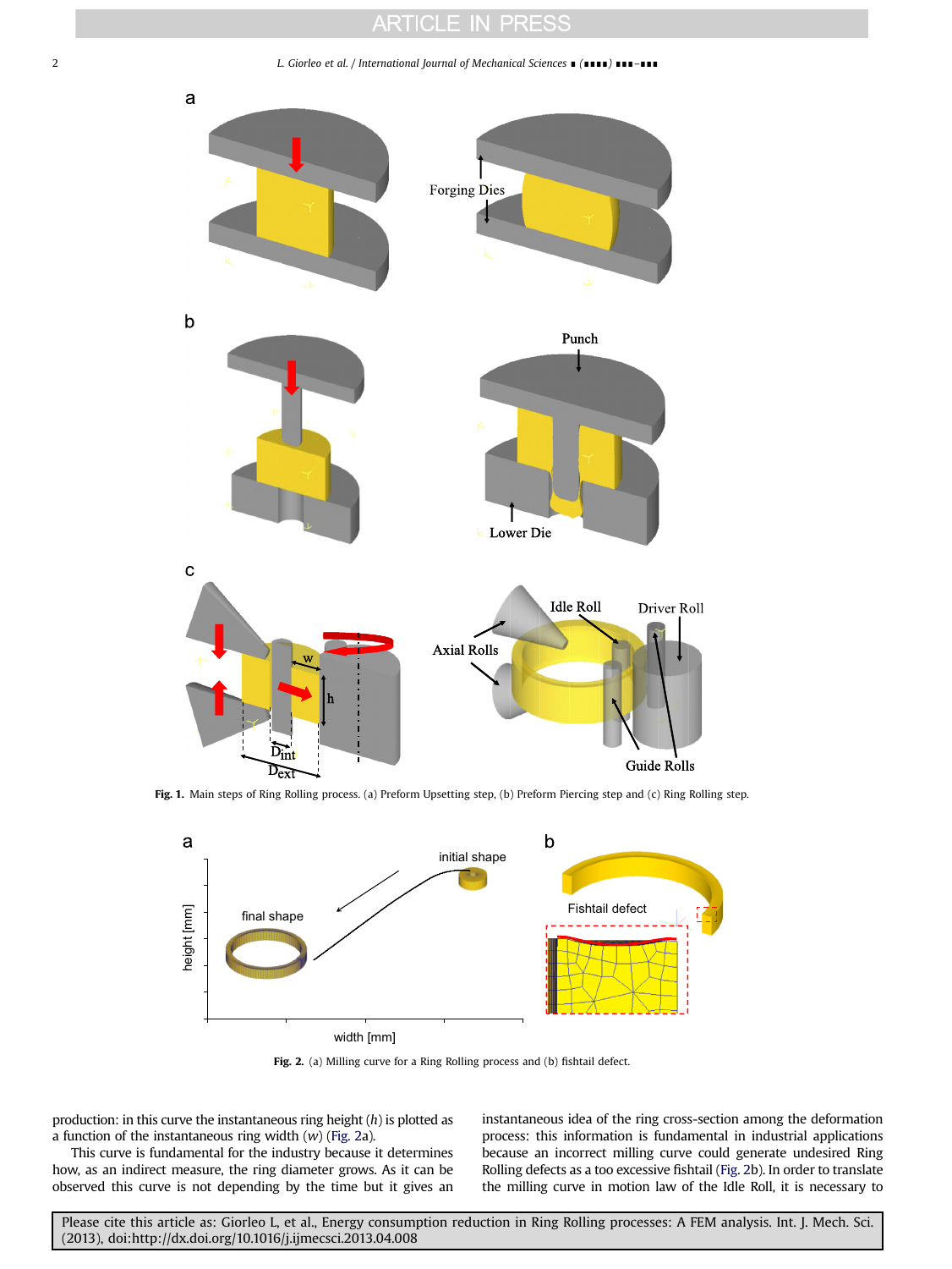Fig. 1. Main steps of Ring Rolling process. (a) Preform Upsetting step, (b) Preform Piercing step and (c) Ring Rolling step.

Fig. 2. (a) Milling curve for a Ring Rolling process and (b) fishtail defect.

production: in this curve the instantaneous ring height ($h$) is plotted as a function of the instantaneous ring width ($w$) (Fig. 2a).

This curve is fundamental for the industry because it determines how, as an indirect measure, the ring diameter grows. As it can be observed this curve is not depending by the time but it gives an instantaneous idea of the ring cross-section among the deformation process: this information is fundamental in industrial applications because an incorrect milling curve could generate undesired Ring Rolling defects as a too excessive fishtail (Fig. 2b). In order to translate the milling curve in motion law of the Idle Roll, it is necessary to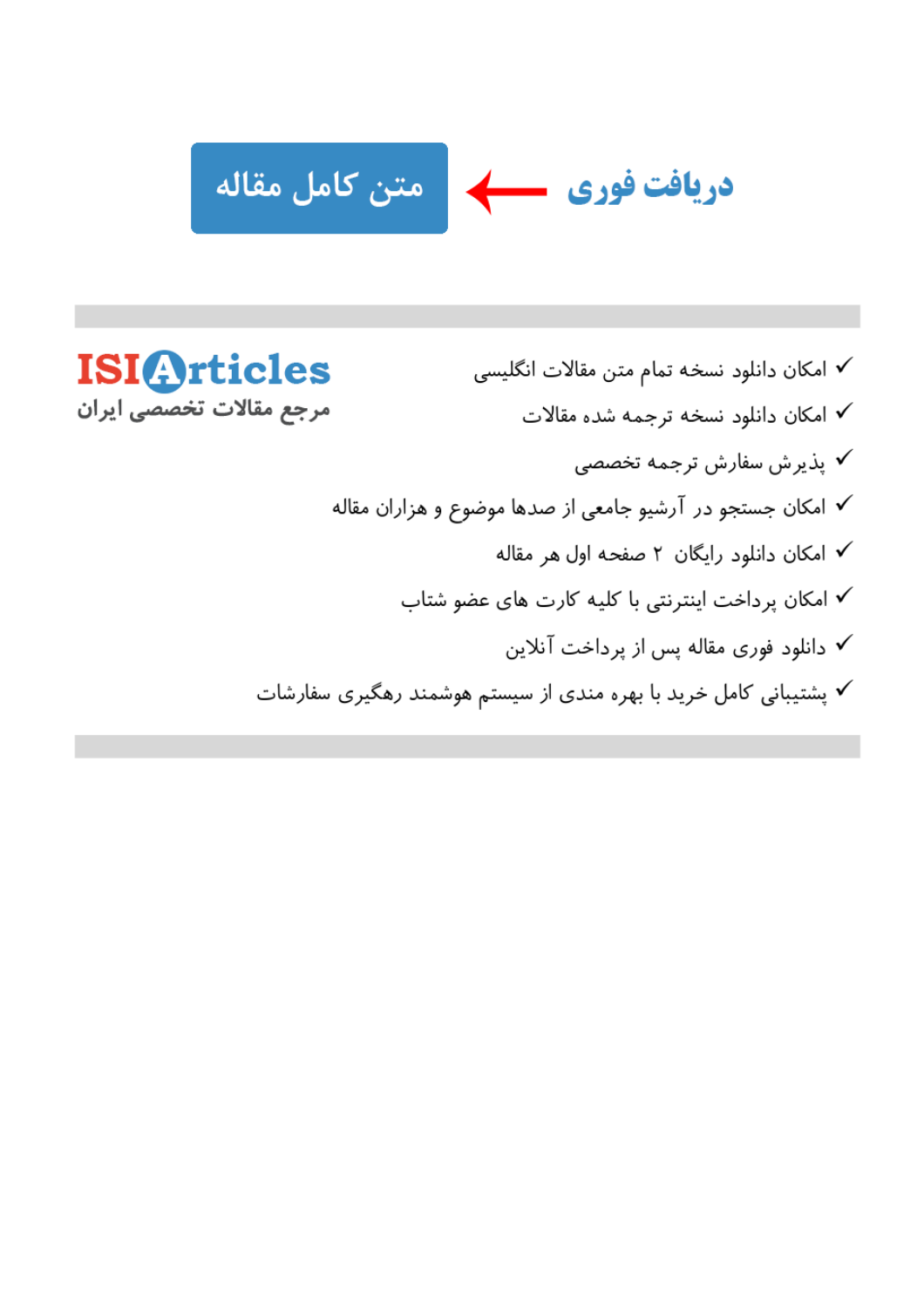دریافت فوری ← متن کامل مقاله

**ISIArticles**
مرجع مقالات تخصصی ایران

- ✓ امکان دانلود نسخه تمام متن مقالات انگلیسی
- ✓ امکان دانلود نسخه ترجمه شده مقالات
- ✓ پذیرش سفارش ترجمه تخصصی
- ✓ امکان جستجو در آرشیو جامعی از صدها موضوع و هزاران مقاله
- ✓ امکان دانلود رایگان ۲ صفحه اول هر مقاله
- ✓ امکان پرداخت اینترنتی با کلیه کارت های عضو شتاب
- ✓ دانلود فوری مقاله پس از پرداخت آنلاین
- ✓ پشتیبانی کامل خرید با بهره مندی از سیستم هوشمند رهگیری سفارشات